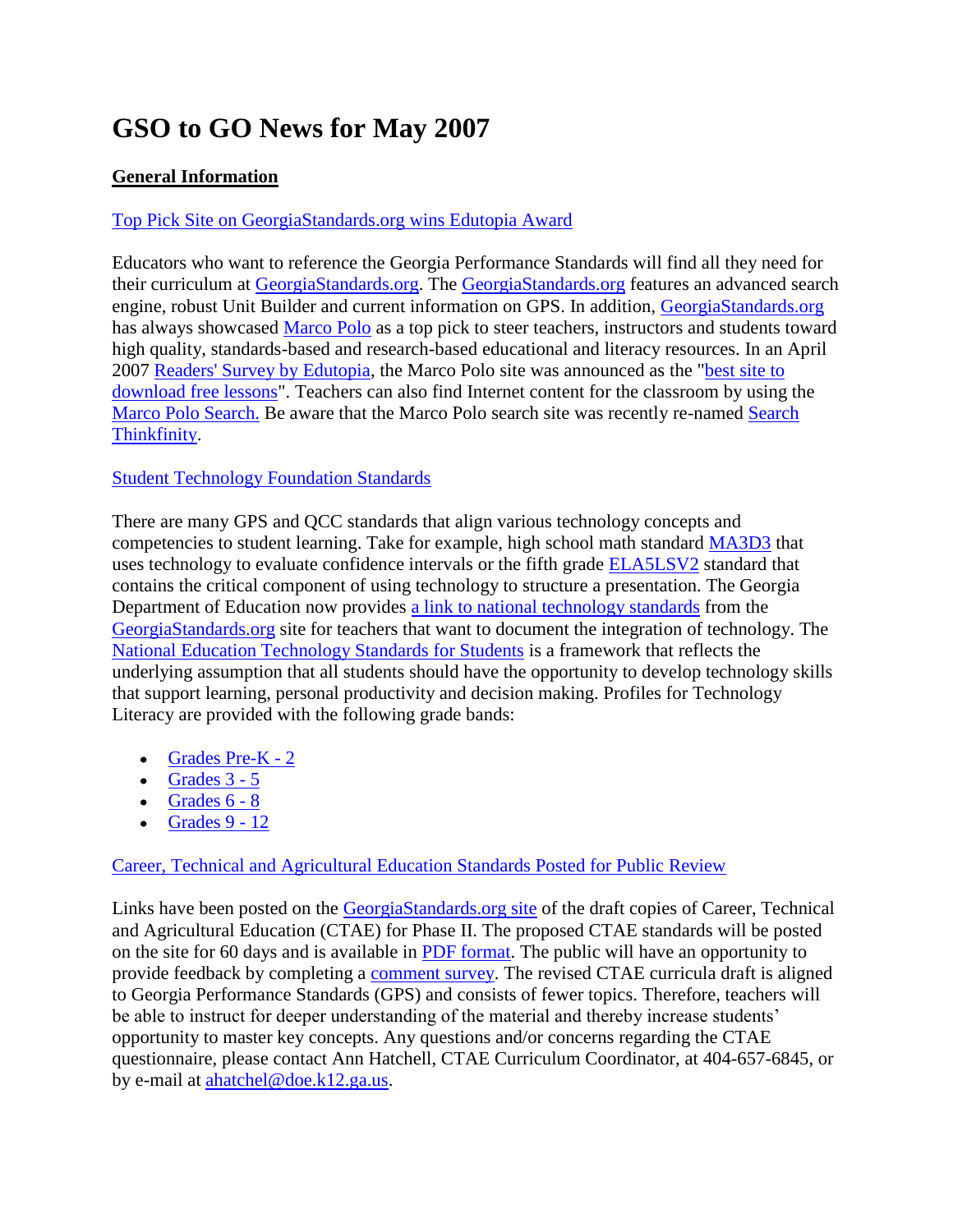# GSO to GO News for May 2007

## General Information

### Top Pick Site on GeorgiaStandards.org wins Edutopia Award

Educators who want to reference the Georgia Performance Standards will find all they need for their curriculum at GeorgiaStandards.org. The GeorgiaStandards.org features an advanced search engine, robust Unit Builder and current information on GPS. In addition, GeorgiaStandards.org has always showcased Marco Polo as a top pick to steer teachers, instructors and students toward high quality, standards-based and research-based educational and literacy resources. In an April 2007 Readers' Survey by Edutopia, the Marco Polo site was announced as the "best site to download free lessons". Teachers can also find Internet content for the classroom by using the Marco Polo Search. Be aware that the Marco Polo search site was recently re-named Search Thinkfinity.

### Student Technology Foundation Standards

There are many GPS and QCC standards that align various technology concepts and competencies to student learning. Take for example, high school math standard MA3D3 that uses technology to evaluate confidence intervals or the fifth grade ELA5LSV2 standard that contains the critical component of using technology to structure a presentation. The Georgia Department of Education now provides a link to national technology standards from the GeorgiaStandards.org site for teachers that want to document the integration of technology. The National Education Technology Standards for Students is a framework that reflects the underlying assumption that all students should have the opportunity to develop technology skills that support learning, personal productivity and decision making. Profiles for Technology Literacy are provided with the following grade bands:

- Grades Pre-K - 2
- Grades 3 - 5
- Grades 6 - 8
- Grades 9 - 12

### Career, Technical and Agricultural Education Standards Posted for Public Review

Links have been posted on the GeorgiaStandards.org site of the draft copies of Career, Technical and Agricultural Education (CTAE) for Phase II. The proposed CTAE standards will be posted on the site for 60 days and is available in PDF format. The public will have an opportunity to provide feedback by completing a comment survey. The revised CTAE curricula draft is aligned to Georgia Performance Standards (GPS) and consists of fewer topics. Therefore, teachers will be able to instruct for deeper understanding of the material and thereby increase students' opportunity to master key concepts. Any questions and/or concerns regarding the CTAE questionnaire, please contact Ann Hatchell, CTAE Curriculum Coordinator, at 404-657-6845, or by e-mail at ahatchel@doe.k12.ga.us.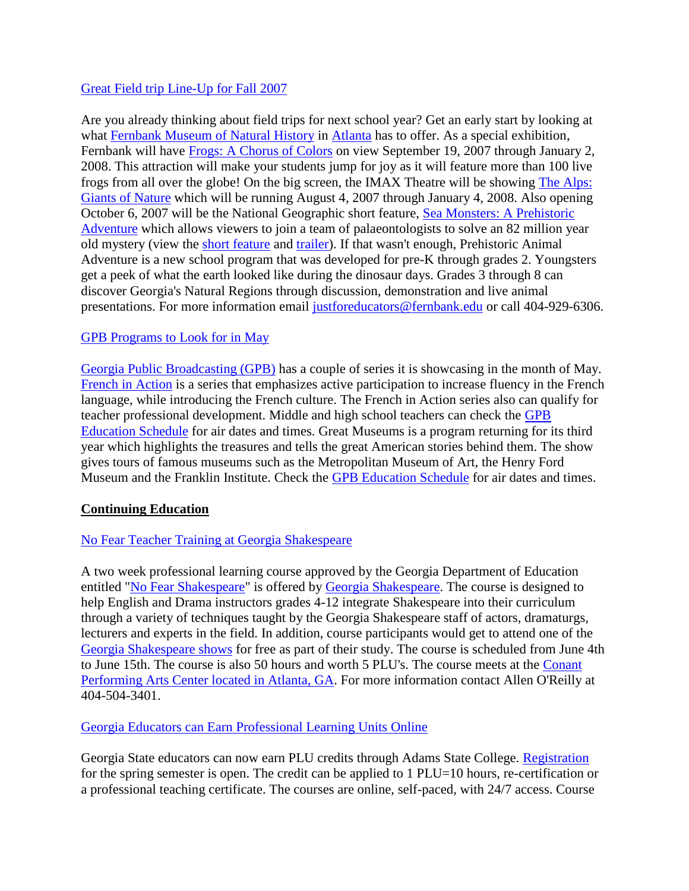Great Field trip Line-Up for Fall 2007

Are you already thinking about field trips for next school year? Get an early start by looking at what Fernbank Museum of Natural History in Atlanta has to offer. As a special exhibition, Fernbank will have Frogs: A Chorus of Colors on view September 19, 2007 through January 2, 2008. This attraction will make your students jump for joy as it will feature more than 100 live frogs from all over the globe! On the big screen, the IMAX Theatre will be showing The Alps: Giants of Nature which will be running August 4, 2007 through January 4, 2008. Also opening October 6, 2007 will be the National Geographic short feature, Sea Monsters: A Prehistoric Adventure which allows viewers to join a team of palaeontologists to solve an 82 million year old mystery (view the short feature and trailer). If that wasn't enough, Prehistoric Animal Adventure is a new school program that was developed for pre-K through grades 2. Youngsters get a peek of what the earth looked like during the dinosaur days. Grades 3 through 8 can discover Georgia's Natural Regions through discussion, demonstration and live animal presentations. For more information email justforeducators@fernbank.edu or call 404-929-6306.

GPB Programs to Look for in May

Georgia Public Broadcasting (GPB) has a couple of series it is showcasing in the month of May. French in Action is a series that emphasizes active participation to increase fluency in the French language, while introducing the French culture. The French in Action series also can qualify for teacher professional development. Middle and high school teachers can check the GPB Education Schedule for air dates and times. Great Museums is a program returning for its third year which highlights the treasures and tells the great American stories behind them. The show gives tours of famous museums such as the Metropolitan Museum of Art, the Henry Ford Museum and the Franklin Institute. Check the GPB Education Schedule for air dates and times.

## Continuing Education

No Fear Teacher Training at Georgia Shakespeare

A two week professional learning course approved by the Georgia Department of Education entitled "No Fear Shakespeare" is offered by Georgia Shakespeare. The course is designed to help English and Drama instructors grades 4-12 integrate Shakespeare into their curriculum through a variety of techniques taught by the Georgia Shakespeare staff of actors, dramaturgs, lecturers and experts in the field. In addition, course participants would get to attend one of the Georgia Shakespeare shows for free as part of their study. The course is scheduled from June 4th to June 15th. The course is also 50 hours and worth 5 PLU's. The course meets at the Conant Performing Arts Center located in Atlanta, GA. For more information contact Allen O'Reilly at 404-504-3401.

Georgia Educators can Earn Professional Learning Units Online

Georgia State educators can now earn PLU credits through Adams State College. Registration for the spring semester is open. The credit can be applied to 1 PLU=10 hours, re-certification or a professional teaching certificate. The courses are online, self-paced, with 24/7 access. Course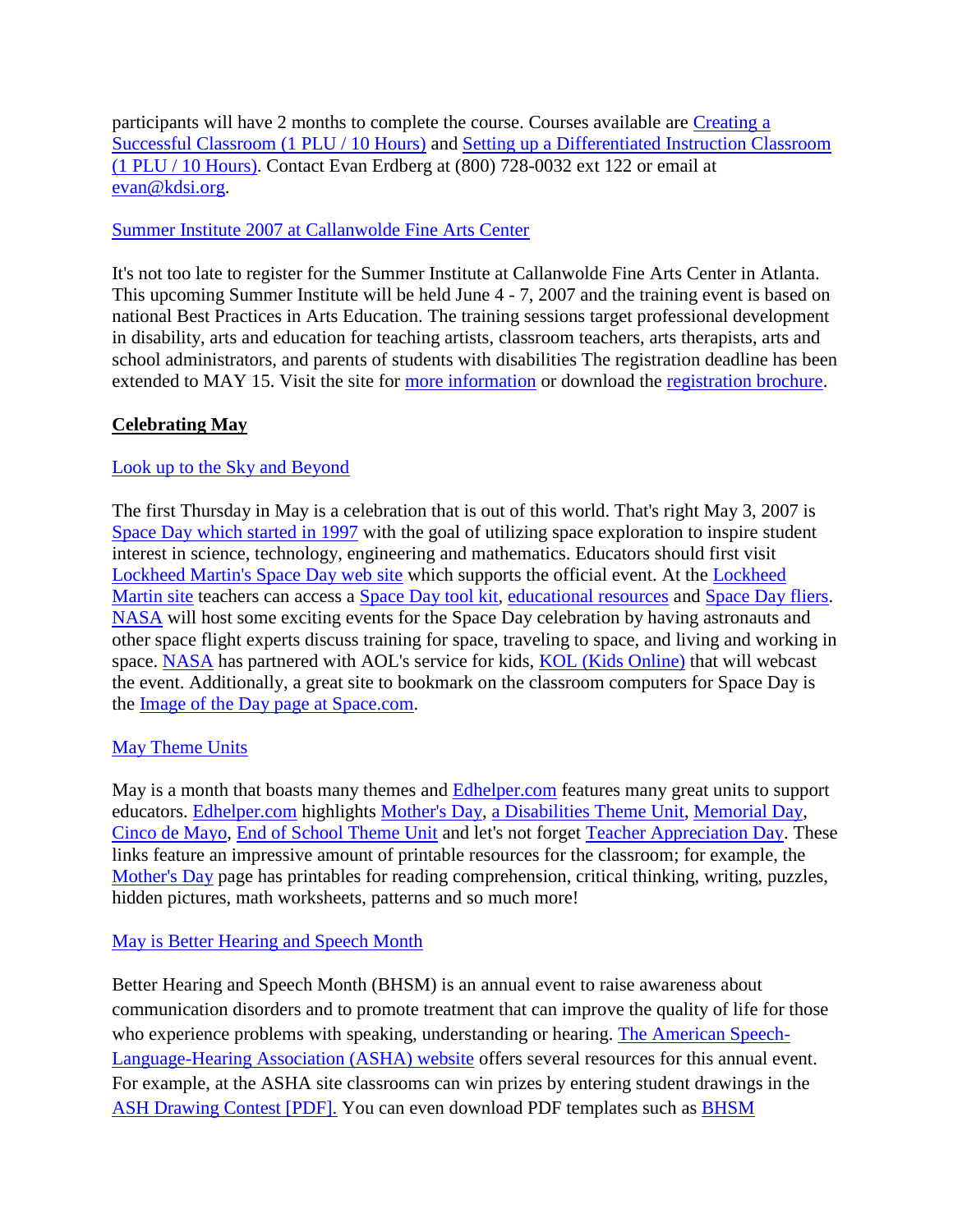participants will have 2 months to complete the course. Courses available are Creating a Successful Classroom (1 PLU / 10 Hours) and Setting up a Differentiated Instruction Classroom (1 PLU / 10 Hours). Contact Evan Erdberg at (800) 728-0032 ext 122 or email at evan@kdsi.org.

Summer Institute 2007 at Callanwolde Fine Arts Center

It's not too late to register for the Summer Institute at Callanwolde Fine Arts Center in Atlanta. This upcoming Summer Institute will be held June 4 - 7, 2007 and the training event is based on national Best Practices in Arts Education. The training sessions target professional development in disability, arts and education for teaching artists, classroom teachers, arts therapists, arts and school administrators, and parents of students with disabilities The registration deadline has been extended to MAY 15. Visit the site for more information or download the registration brochure.

**Celebrating May**

Look up to the Sky and Beyond

The first Thursday in May is a celebration that is out of this world. That's right May 3, 2007 is Space Day which started in 1997 with the goal of utilizing space exploration to inspire student interest in science, technology, engineering and mathematics. Educators should first visit Lockheed Martin's Space Day web site which supports the official event. At the Lockheed Martin site teachers can access a Space Day tool kit, educational resources and Space Day fliers. NASA will host some exciting events for the Space Day celebration by having astronauts and other space flight experts discuss training for space, traveling to space, and living and working in space. NASA has partnered with AOL's service for kids, KOL (Kids Online) that will webcast the event. Additionally, a great site to bookmark on the classroom computers for Space Day is the Image of the Day page at Space.com.

May Theme Units

May is a month that boasts many themes and Edhelper.com features many great units to support educators. Edhelper.com highlights Mother's Day, a Disabilities Theme Unit, Memorial Day, Cinco de Mayo, End of School Theme Unit and let's not forget Teacher Appreciation Day. These links feature an impressive amount of printable resources for the classroom; for example, the Mother's Day page has printables for reading comprehension, critical thinking, writing, puzzles, hidden pictures, math worksheets, patterns and so much more!

May is Better Hearing and Speech Month

Better Hearing and Speech Month (BHSM) is an annual event to raise awareness about communication disorders and to promote treatment that can improve the quality of life for those who experience problems with speaking, understanding or hearing. The American Speech-Language-Hearing Association (ASHA) website offers several resources for this annual event. For example, at the ASHA site classrooms can win prizes by entering student drawings in the ASH Drawing Contest [PDF]. You can even download PDF templates such as BHSM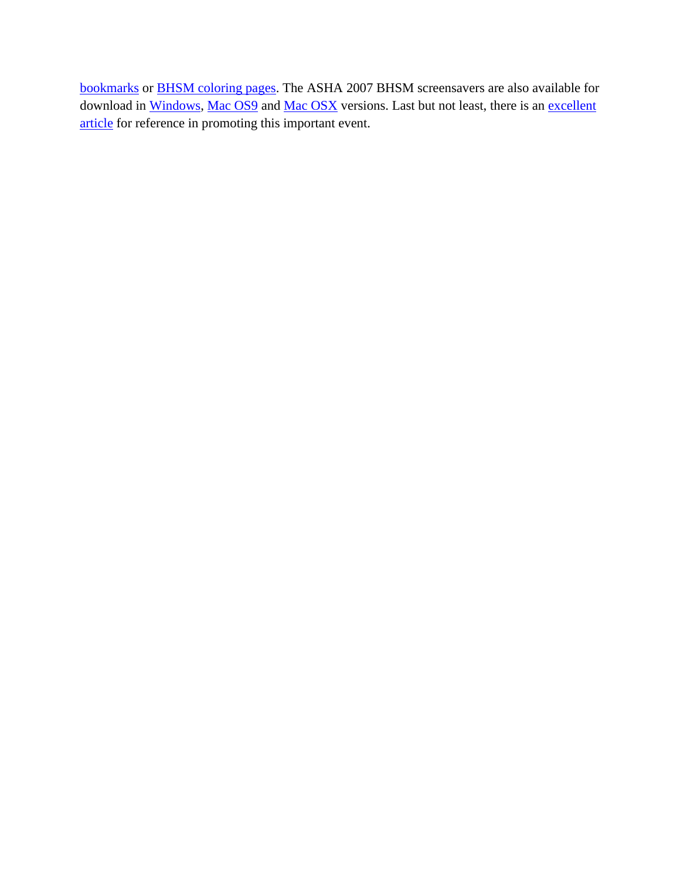bookmarks or BHSM coloring pages. The ASHA 2007 BHSM screensavers are also available for download in Windows, Mac OS9 and Mac OSX versions. Last but not least, there is an excellent article for reference in promoting this important event.